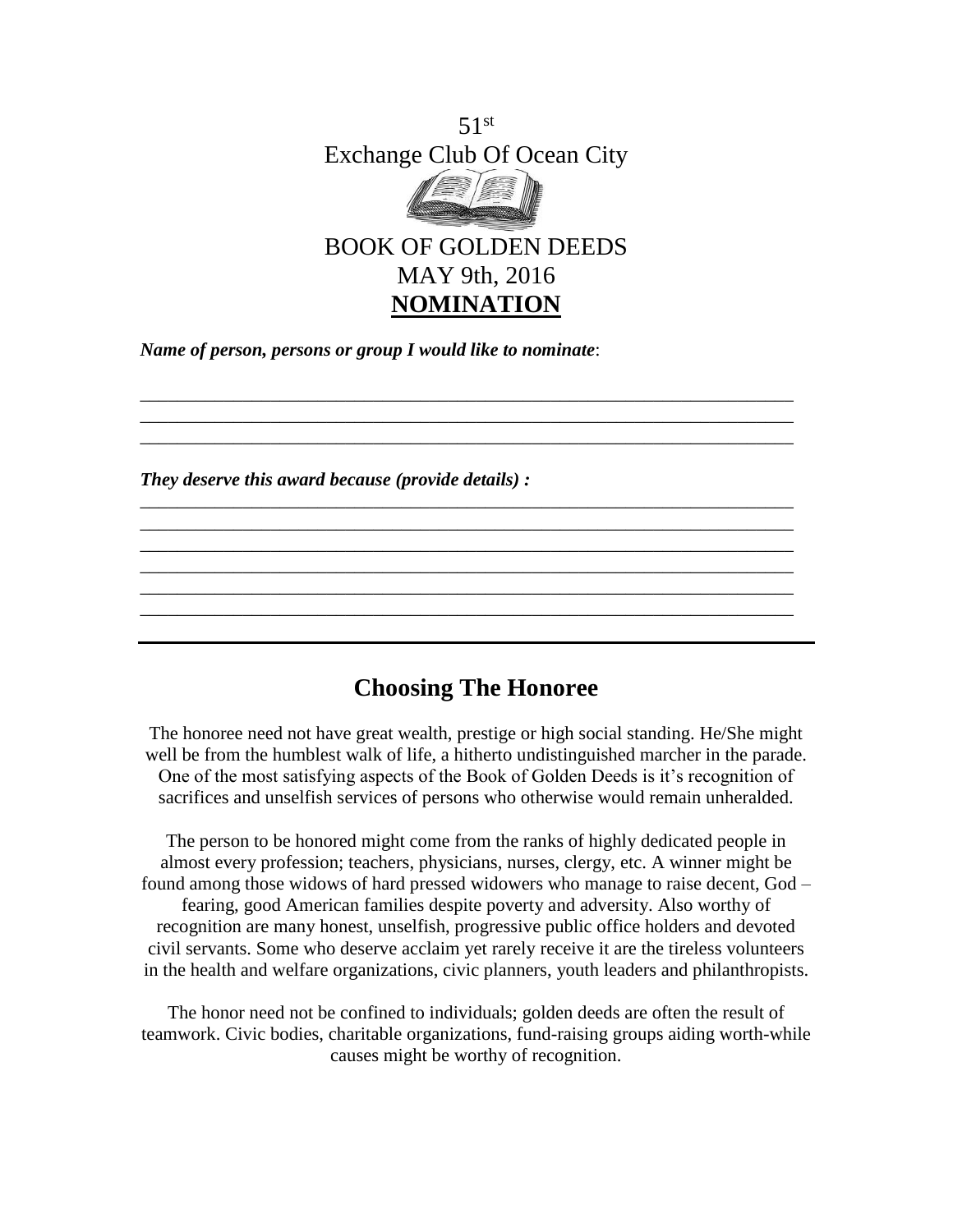51st
Exchange Club Of Ocean City

# BOOK OF GOLDEN DEEDS
## MAY 9th, 2016
## **NOMINATION**

***Name of person, persons or group I would like to nominate***:

______________________________________________________________________
______________________________________________________________________
______________________________________________________________________

***They deserve this award because (provide details) :***

______________________________________________________________________
______________________________________________________________________
______________________________________________________________________
______________________________________________________________________
______________________________________________________________________
______________________________________________________________________

---

## Choosing The Honoree

The honoree need not have great wealth, prestige or high social standing. He/She might well be from the humblest walk of life, a hitherto undistinguished marcher in the parade. One of the most satisfying aspects of the Book of Golden Deeds is it's recognition of sacrifices and unselfish services of persons who otherwise would remain unheralded.

The person to be honored might come from the ranks of highly dedicated people in almost every profession; teachers, physicians, nurses, clergy, etc. A winner might be found among those widows of hard pressed widowers who manage to raise decent, God – fearing, good American families despite poverty and adversity. Also worthy of recognition are many honest, unselfish, progressive public office holders and devoted civil servants. Some who deserve acclaim yet rarely receive it are the tireless volunteers in the health and welfare organizations, civic planners, youth leaders and philanthropists.

The honor need not be confined to individuals; golden deeds are often the result of teamwork. Civic bodies, charitable organizations, fund-raising groups aiding worth-while causes might be worthy of recognition.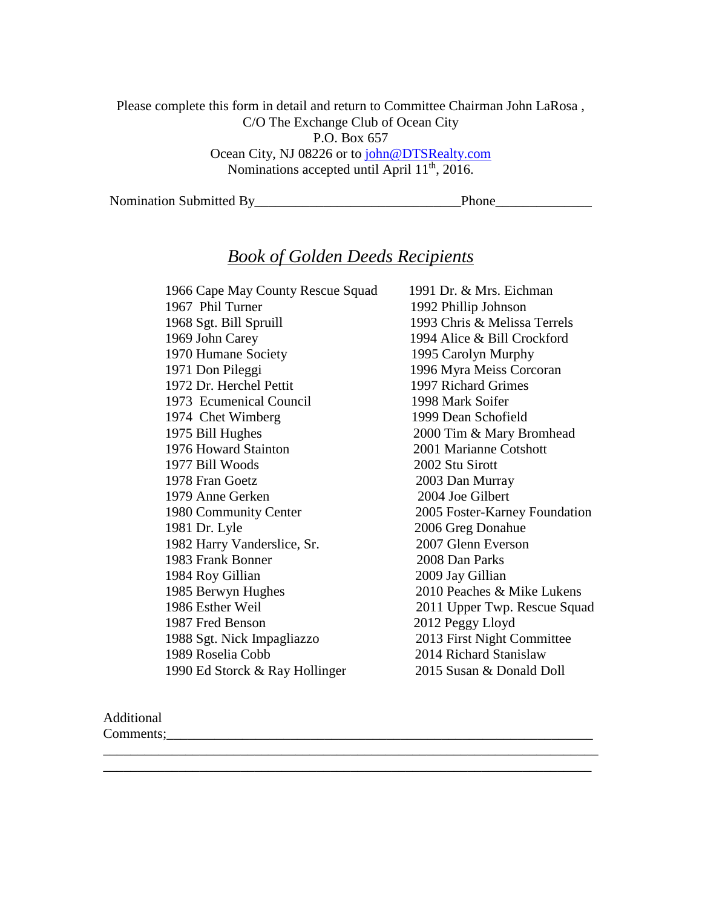Please complete this form in detail and return to Committee Chairman John LaRosa ,
C/O The Exchange Club of Ocean City
P.O. Box 657
Ocean City, NJ 08226 or to john@DTSRealty.com
Nominations accepted until April 11th, 2016.

Nomination Submitted By_____________________________Phone______________

## *Book of Golden Deeds Recipients*

1966 Cape May County Rescue Squad
1967 Phil Turner
1968 Sgt. Bill Spruill
1969 John Carey
1970 Humane Society
1971 Don Pileggi
1972 Dr. Herchel Pettit
1973 Ecumenical Council
1974 Chet Wimberg
1975 Bill Hughes
1976 Howard Stainton
1977 Bill Woods
1978 Fran Goetz
1979 Anne Gerken
1980 Community Center
1981 Dr. Lyle
1982 Harry Vanderslice, Sr.
1983 Frank Bonner
1984 Roy Gillian
1985 Berwyn Hughes
1986 Esther Weil
1987 Fred Benson
1988 Sgt. Nick Impagliazzo
1989 Roselia Cobb
1990 Ed Storck & Ray Hollinger
1991 Dr. & Mrs. Eichman
1992 Phillip Johnson
1993 Chris & Melissa Terrels
1994 Alice & Bill Crockford
1995 Carolyn Murphy
1996 Myra Meiss Corcoran
1997 Richard Grimes
1998 Mark Soifer
1999 Dean Schofield
2000 Tim & Mary Bromhead
2001 Marianne Cotshott
2002 Stu Sirott
2003 Dan Murray
2004 Joe Gilbert
2005 Foster-Karney Foundation
2006 Greg Donahue
2007 Glenn Everson
2008 Dan Parks
2009 Jay Gillian
2010 Peaches & Mike Lukens
2011 Upper Twp. Rescue Squad
2012 Peggy Lloyd
2013 First Night Committee
2014 Richard Stanislaw
2015 Susan & Donald Doll

Additional
Comments;_________________________________________________________________
_____________________________________________________________________________
_____________________________________________________________________________